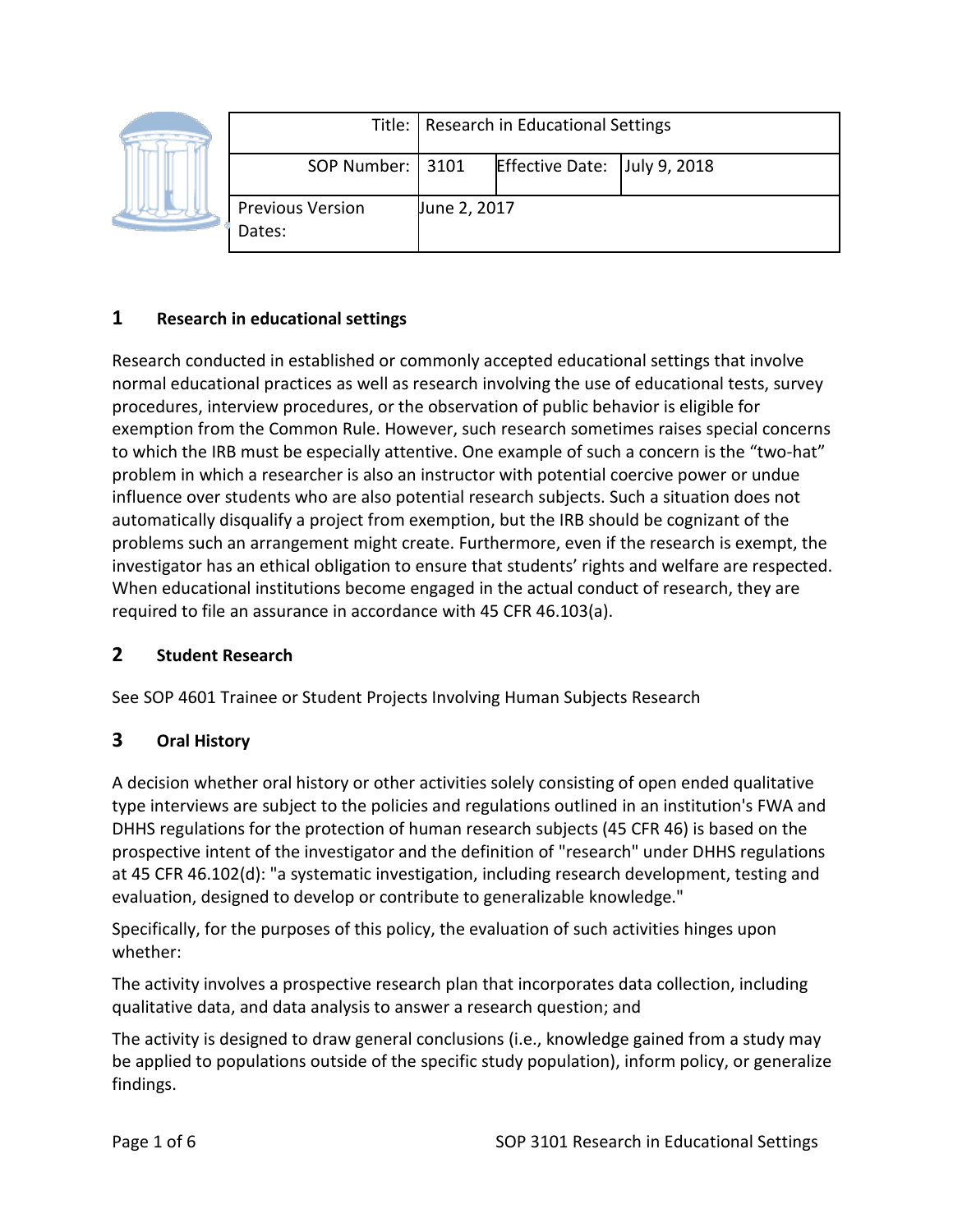| | | | |
|---|---|---|---|
| Title: | Research in Educational Settings | | |
| SOP Number: | 3101 | Effective Date: | July 9, 2018 |
| Previous Version Dates: | June 2, 2017 | | |

## 1 Research in educational settings

Research conducted in established or commonly accepted educational settings that involve normal educational practices as well as research involving the use of educational tests, survey procedures, interview procedures, or the observation of public behavior is eligible for exemption from the Common Rule. However, such research sometimes raises special concerns to which the IRB must be especially attentive. One example of such a concern is the "two-hat" problem in which a researcher is also an instructor with potential coercive power or undue influence over students who are also potential research subjects. Such a situation does not automatically disqualify a project from exemption, but the IRB should be cognizant of the problems such an arrangement might create. Furthermore, even if the research is exempt, the investigator has an ethical obligation to ensure that students' rights and welfare are respected. When educational institutions become engaged in the actual conduct of research, they are required to file an assurance in accordance with 45 CFR 46.103(a).

## 2 Student Research

See SOP 4601 Trainee or Student Projects Involving Human Subjects Research

## 3 Oral History

A decision whether oral history or other activities solely consisting of open ended qualitative type interviews are subject to the policies and regulations outlined in an institution's FWA and DHHS regulations for the protection of human research subjects (45 CFR 46) is based on the prospective intent of the investigator and the definition of "research" under DHHS regulations at 45 CFR 46.102(d): "a systematic investigation, including research development, testing and evaluation, designed to develop or contribute to generalizable knowledge."

Specifically, for the purposes of this policy, the evaluation of such activities hinges upon whether:

The activity involves a prospective research plan that incorporates data collection, including qualitative data, and data analysis to answer a research question; and

The activity is designed to draw general conclusions (i.e., knowledge gained from a study may be applied to populations outside of the specific study population), inform policy, or generalize findings.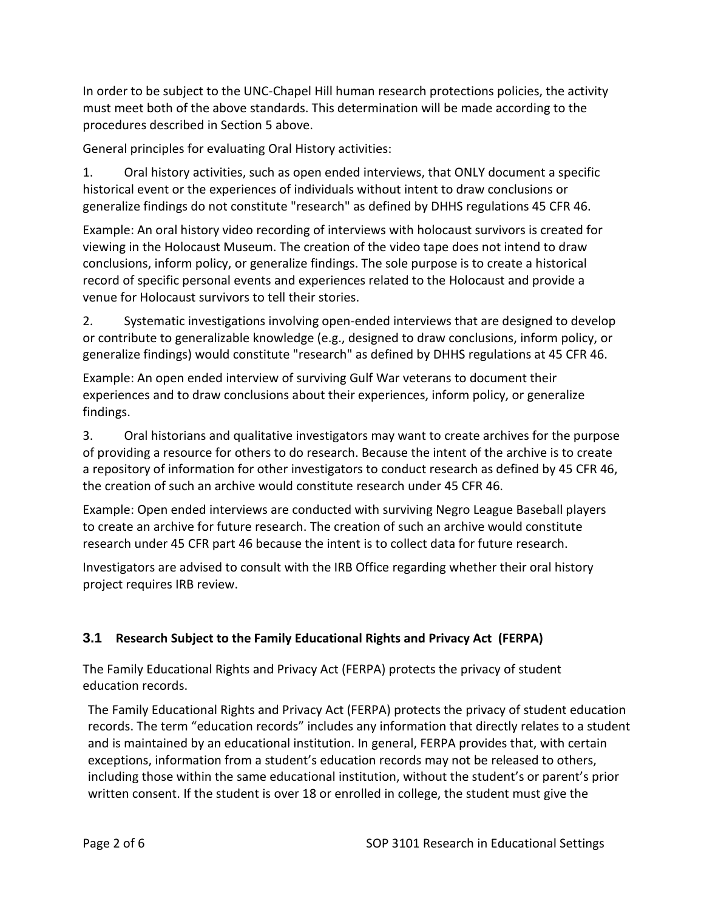In order to be subject to the UNC-Chapel Hill human research protections policies, the activity must meet both of the above standards. This determination will be made according to the procedures described in Section 5 above.

General principles for evaluating Oral History activities:

1. Oral history activities, such as open ended interviews, that ONLY document a specific historical event or the experiences of individuals without intent to draw conclusions or generalize findings do not constitute "research" as defined by DHHS regulations 45 CFR 46.

Example: An oral history video recording of interviews with holocaust survivors is created for viewing in the Holocaust Museum. The creation of the video tape does not intend to draw conclusions, inform policy, or generalize findings. The sole purpose is to create a historical record of specific personal events and experiences related to the Holocaust and provide a venue for Holocaust survivors to tell their stories.

2. Systematic investigations involving open-ended interviews that are designed to develop or contribute to generalizable knowledge (e.g., designed to draw conclusions, inform policy, or generalize findings) would constitute "research" as defined by DHHS regulations at 45 CFR 46.

Example: An open ended interview of surviving Gulf War veterans to document their experiences and to draw conclusions about their experiences, inform policy, or generalize findings.

3. Oral historians and qualitative investigators may want to create archives for the purpose of providing a resource for others to do research. Because the intent of the archive is to create a repository of information for other investigators to conduct research as defined by 45 CFR 46, the creation of such an archive would constitute research under 45 CFR 46.

Example: Open ended interviews are conducted with surviving Negro League Baseball players to create an archive for future research. The creation of such an archive would constitute research under 45 CFR part 46 because the intent is to collect data for future research.

Investigators are advised to consult with the IRB Office regarding whether their oral history project requires IRB review.

### 3.1 Research Subject to the Family Educational Rights and Privacy Act (FERPA)

The Family Educational Rights and Privacy Act (FERPA) protects the privacy of student education records.

The Family Educational Rights and Privacy Act (FERPA) protects the privacy of student education records. The term "education records" includes any information that directly relates to a student and is maintained by an educational institution. In general, FERPA provides that, with certain exceptions, information from a student's education records may not be released to others, including those within the same educational institution, without the student's or parent's prior written consent. If the student is over 18 or enrolled in college, the student must give the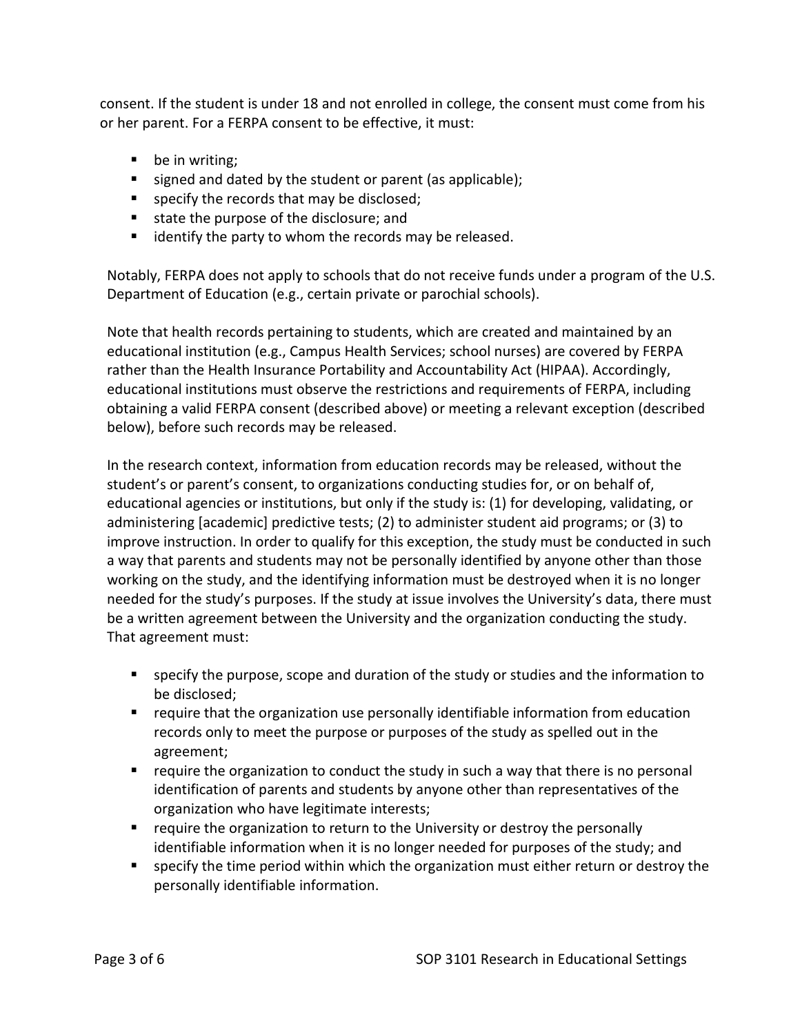consent. If the student is under 18 and not enrolled in college, the consent must come from his or her parent. For a FERPA consent to be effective, it must:

- be in writing;
- signed and dated by the student or parent (as applicable);
- specify the records that may be disclosed;
- state the purpose of the disclosure; and
- identify the party to whom the records may be released.

Notably, FERPA does not apply to schools that do not receive funds under a program of the U.S. Department of Education (e.g., certain private or parochial schools).

Note that health records pertaining to students, which are created and maintained by an educational institution (e.g., Campus Health Services; school nurses) are covered by FERPA rather than the Health Insurance Portability and Accountability Act (HIPAA). Accordingly, educational institutions must observe the restrictions and requirements of FERPA, including obtaining a valid FERPA consent (described above) or meeting a relevant exception (described below), before such records may be released.

In the research context, information from education records may be released, without the student's or parent's consent, to organizations conducting studies for, or on behalf of, educational agencies or institutions, but only if the study is: (1) for developing, validating, or administering [academic] predictive tests; (2) to administer student aid programs; or (3) to improve instruction. In order to qualify for this exception, the study must be conducted in such a way that parents and students may not be personally identified by anyone other than those working on the study, and the identifying information must be destroyed when it is no longer needed for the study's purposes. If the study at issue involves the University's data, there must be a written agreement between the University and the organization conducting the study. That agreement must:

- specify the purpose, scope and duration of the study or studies and the information to be disclosed;
- require that the organization use personally identifiable information from education records only to meet the purpose or purposes of the study as spelled out in the agreement;
- require the organization to conduct the study in such a way that there is no personal identification of parents and students by anyone other than representatives of the organization who have legitimate interests;
- require the organization to return to the University or destroy the personally identifiable information when it is no longer needed for purposes of the study; and
- specify the time period within which the organization must either return or destroy the personally identifiable information.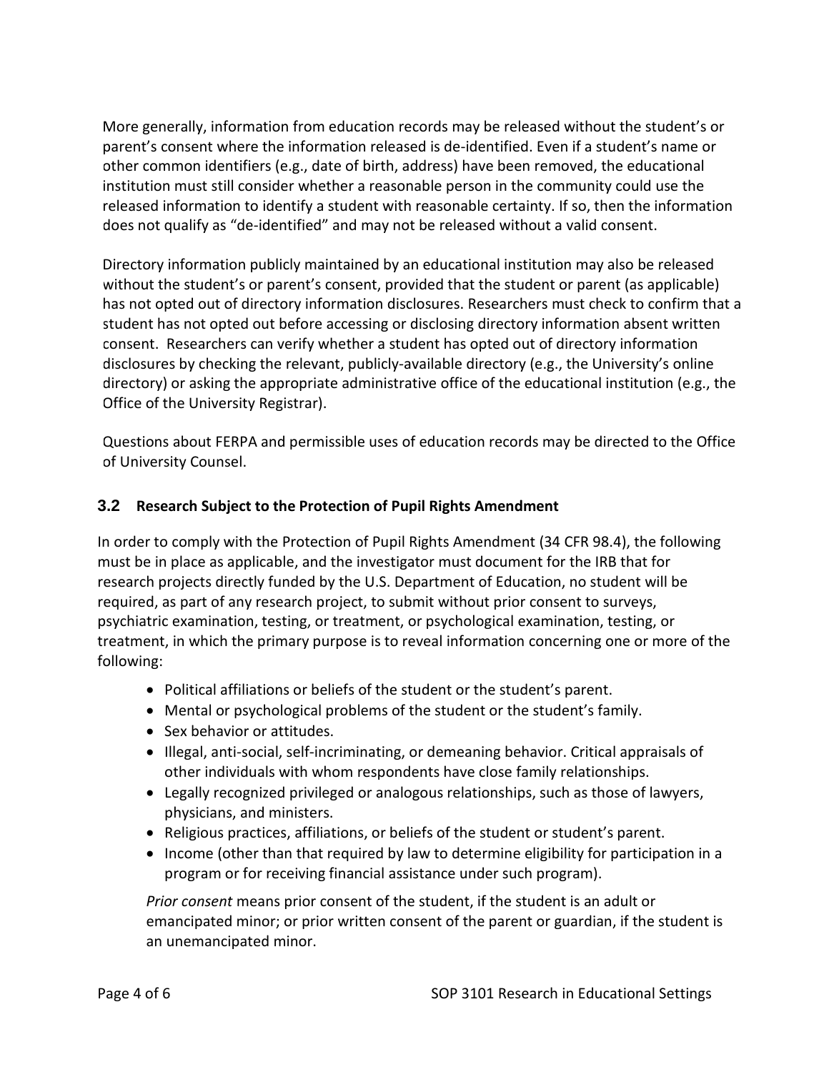More generally, information from education records may be released without the student's or parent's consent where the information released is de-identified. Even if a student's name or other common identifiers (e.g., date of birth, address) have been removed, the educational institution must still consider whether a reasonable person in the community could use the released information to identify a student with reasonable certainty. If so, then the information does not qualify as "de-identified" and may not be released without a valid consent.

Directory information publicly maintained by an educational institution may also be released without the student's or parent's consent, provided that the student or parent (as applicable) has not opted out of directory information disclosures. Researchers must check to confirm that a student has not opted out before accessing or disclosing directory information absent written consent. Researchers can verify whether a student has opted out of directory information disclosures by checking the relevant, publicly-available directory (e.g., the University's online directory) or asking the appropriate administrative office of the educational institution (e.g., the Office of the University Registrar).

Questions about FERPA and permissible uses of education records may be directed to the Office of University Counsel.

### 3.2 Research Subject to the Protection of Pupil Rights Amendment

In order to comply with the Protection of Pupil Rights Amendment (34 CFR 98.4), the following must be in place as applicable, and the investigator must document for the IRB that for research projects directly funded by the U.S. Department of Education, no student will be required, as part of any research project, to submit without prior consent to surveys, psychiatric examination, testing, or treatment, or psychological examination, testing, or treatment, in which the primary purpose is to reveal information concerning one or more of the following:

- Political affiliations or beliefs of the student or the student's parent.
- Mental or psychological problems of the student or the student's family.
- Sex behavior or attitudes.
- Illegal, anti-social, self-incriminating, or demeaning behavior. Critical appraisals of other individuals with whom respondents have close family relationships.
- Legally recognized privileged or analogous relationships, such as those of lawyers, physicians, and ministers.
- Religious practices, affiliations, or beliefs of the student or student's parent.
- Income (other than that required by law to determine eligibility for participation in a program or for receiving financial assistance under such program).

*Prior consent* means prior consent of the student, if the student is an adult or emancipated minor; or prior written consent of the parent or guardian, if the student is an unemancipated minor.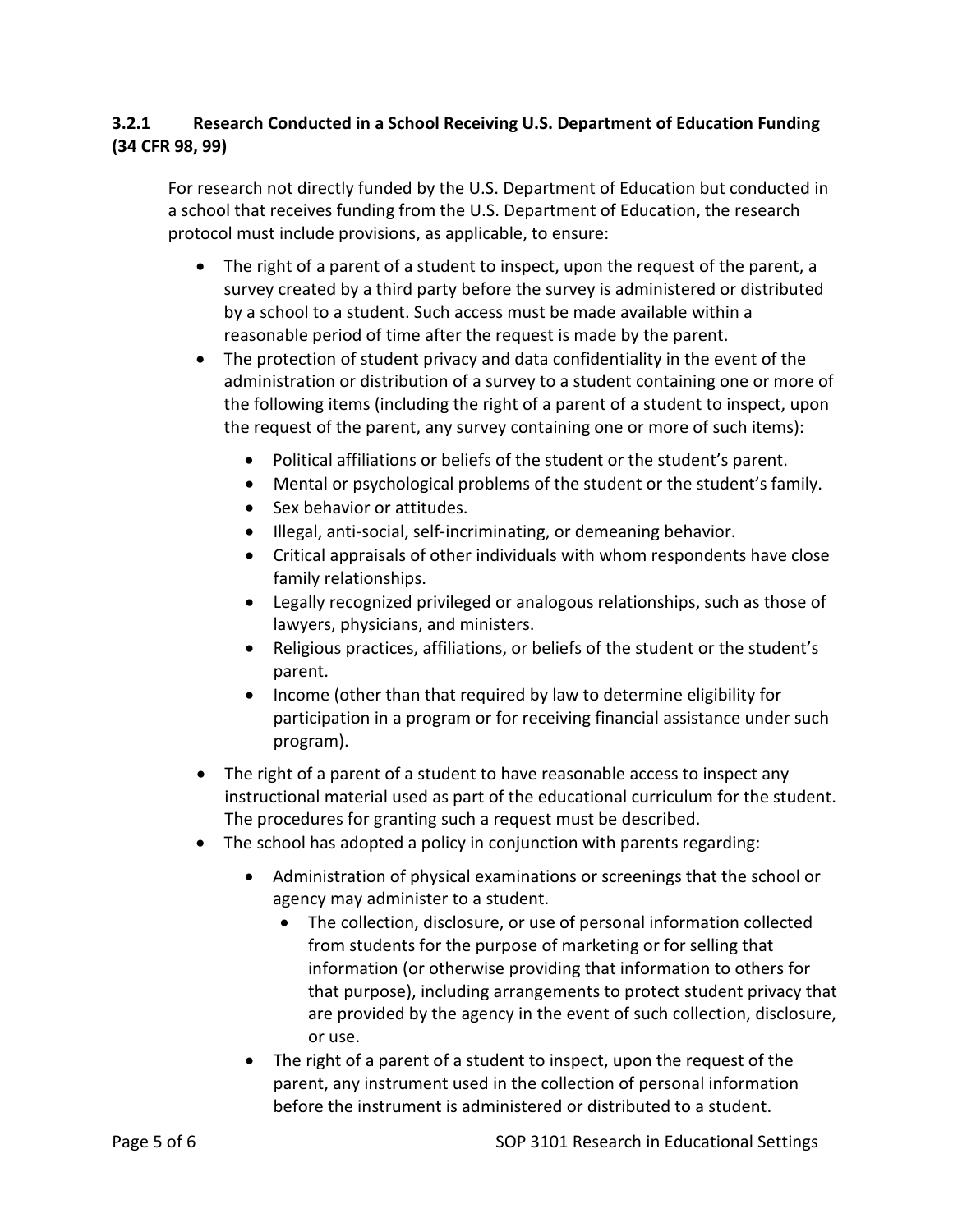### 3.2.1 Research Conducted in a School Receiving U.S. Department of Education Funding (34 CFR 98, 99)

For research not directly funded by the U.S. Department of Education but conducted in a school that receives funding from the U.S. Department of Education, the research protocol must include provisions, as applicable, to ensure:

- The right of a parent of a student to inspect, upon the request of the parent, a survey created by a third party before the survey is administered or distributed by a school to a student. Such access must be made available within a reasonable period of time after the request is made by the parent.
- The protection of student privacy and data confidentiality in the event of the administration or distribution of a survey to a student containing one or more of the following items (including the right of a parent of a student to inspect, upon the request of the parent, any survey containing one or more of such items):
  - Political affiliations or beliefs of the student or the student's parent.
  - Mental or psychological problems of the student or the student's family.
  - Sex behavior or attitudes.
  - Illegal, anti-social, self-incriminating, or demeaning behavior.
  - Critical appraisals of other individuals with whom respondents have close family relationships.
  - Legally recognized privileged or analogous relationships, such as those of lawyers, physicians, and ministers.
  - Religious practices, affiliations, or beliefs of the student or the student's parent.
  - Income (other than that required by law to determine eligibility for participation in a program or for receiving financial assistance under such program).
- The right of a parent of a student to have reasonable access to inspect any instructional material used as part of the educational curriculum for the student. The procedures for granting such a request must be described.
- The school has adopted a policy in conjunction with parents regarding:
  - Administration of physical examinations or screenings that the school or agency may administer to a student.
    - The collection, disclosure, or use of personal information collected from students for the purpose of marketing or for selling that information (or otherwise providing that information to others for that purpose), including arrangements to protect student privacy that are provided by the agency in the event of such collection, disclosure, or use.
  - The right of a parent of a student to inspect, upon the request of the parent, any instrument used in the collection of personal information before the instrument is administered or distributed to a student.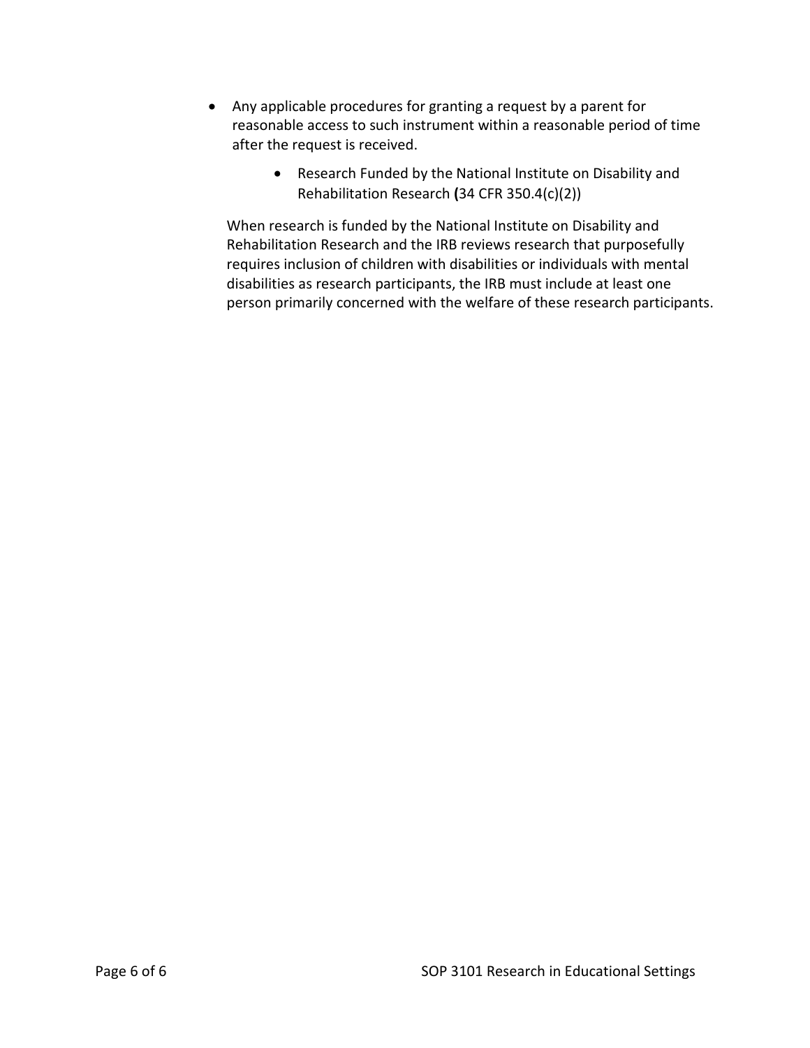- Any applicable procedures for granting a request by a parent for reasonable access to such instrument within a reasonable period of time after the request is received.

    - Research Funded by the National Institute on Disability and Rehabilitation Research **(**34 CFR 350.4(c)(2))

When research is funded by the National Institute on Disability and Rehabilitation Research and the IRB reviews research that purposefully requires inclusion of children with disabilities or individuals with mental disabilities as research participants, the IRB must include at least one person primarily concerned with the welfare of these research participants.